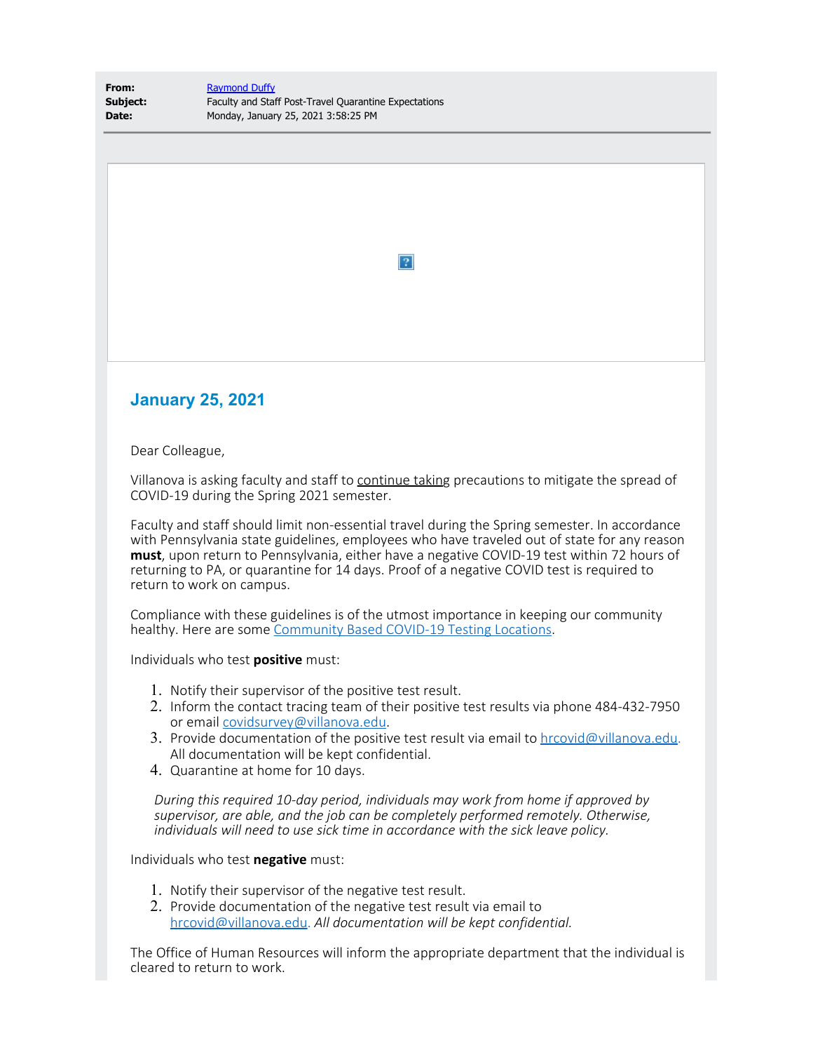**From:** Raymond Duffy
**Subject:** Faculty and Staff Post-Travel Quarantine Expectations
**Date:** Monday, January 25, 2021 3:58:25 PM

## January 25, 2021

Dear Colleague,

Villanova is asking faculty and staff to continue taking precautions to mitigate the spread of COVID-19 during the Spring 2021 semester.

Faculty and staff should limit non-essential travel during the Spring semester. In accordance with Pennsylvania state guidelines, employees who have traveled out of state for any reason **must**, upon return to Pennsylvania, either have a negative COVID-19 test within 72 hours of returning to PA, or quarantine for 14 days. Proof of a negative COVID test is required to return to work on campus.

Compliance with these guidelines is of the utmost importance in keeping our community healthy. Here are some Community Based COVID-19 Testing Locations.

Individuals who test **positive** must:

1. Notify their supervisor of the positive test result.
2. Inform the contact tracing team of their positive test results via phone 484-432-7950 or email covidsurvey@villanova.edu.
3. Provide documentation of the positive test result via email to hrcovid@villanova.edu. All documentation will be kept confidential.
4. Quarantine at home for 10 days.

*During this required 10-day period, individuals may work from home if approved by supervisor, are able, and the job can be completely performed remotely. Otherwise, individuals will need to use sick time in accordance with the sick leave policy.*

Individuals who test **negative** must:

1. Notify their supervisor of the negative test result.
2. Provide documentation of the negative test result via email to hrcovid@villanova.edu. *All documentation will be kept confidential.*

The Office of Human Resources will inform the appropriate department that the individual is cleared to return to work.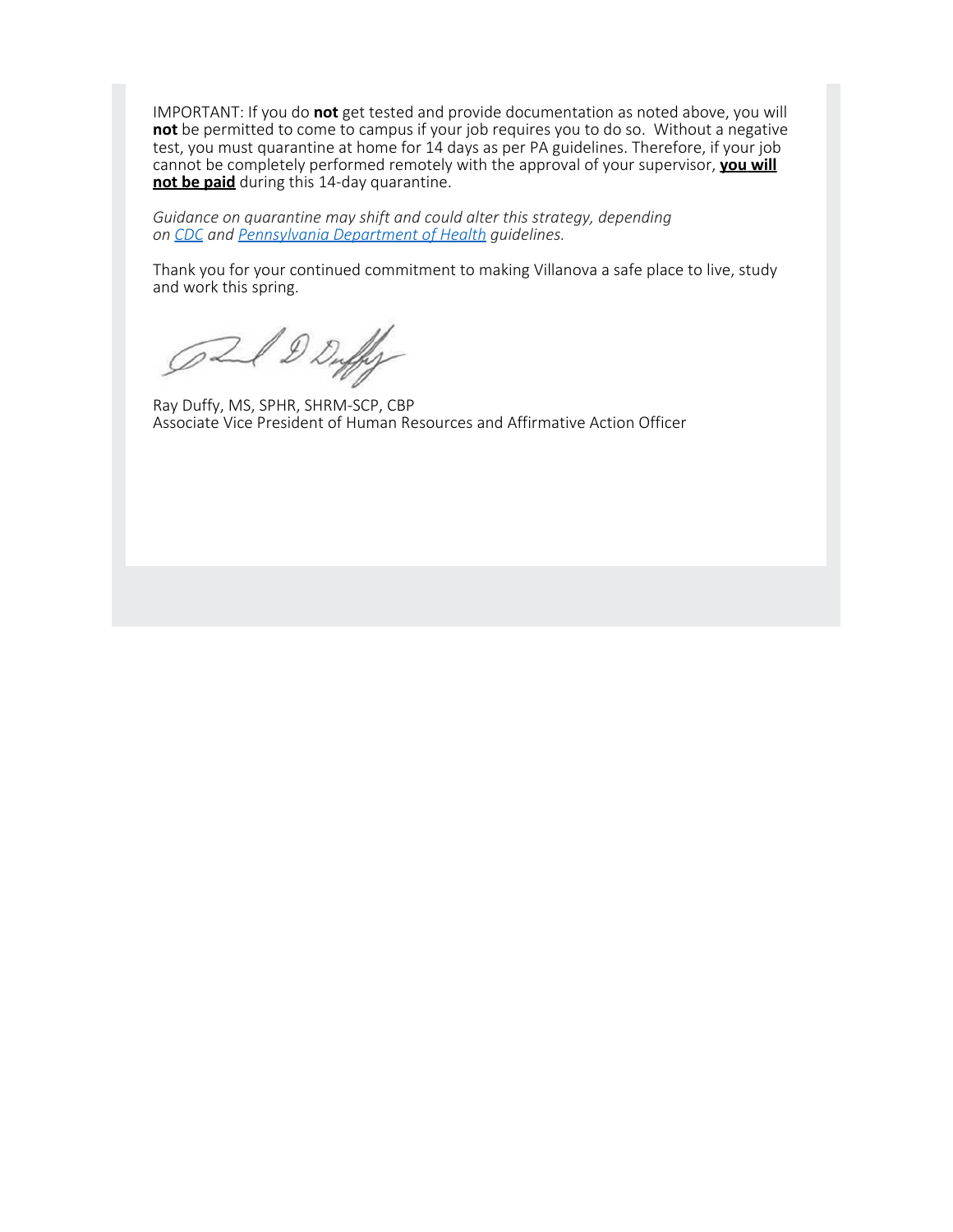IMPORTANT: If you do **not** get tested and provide documentation as noted above, you will **not** be permitted to come to campus if your job requires you to do so. Without a negative test, you must quarantine at home for 14 days as per PA guidelines. Therefore, if your job cannot be completely performed remotely with the approval of your supervisor, **you will not be paid** during this 14-day quarantine.

*Guidance on quarantine may shift and could alter this strategy, depending on [CDC](#) and [Pennsylvania Department of Health](#) guidelines.*

Thank you for your continued commitment to making Villanova a safe place to live, study and work this spring.

Ray Duffy, MS, SPHR, SHRM-SCP, CBP
Associate Vice President of Human Resources and Affirmative Action Officer